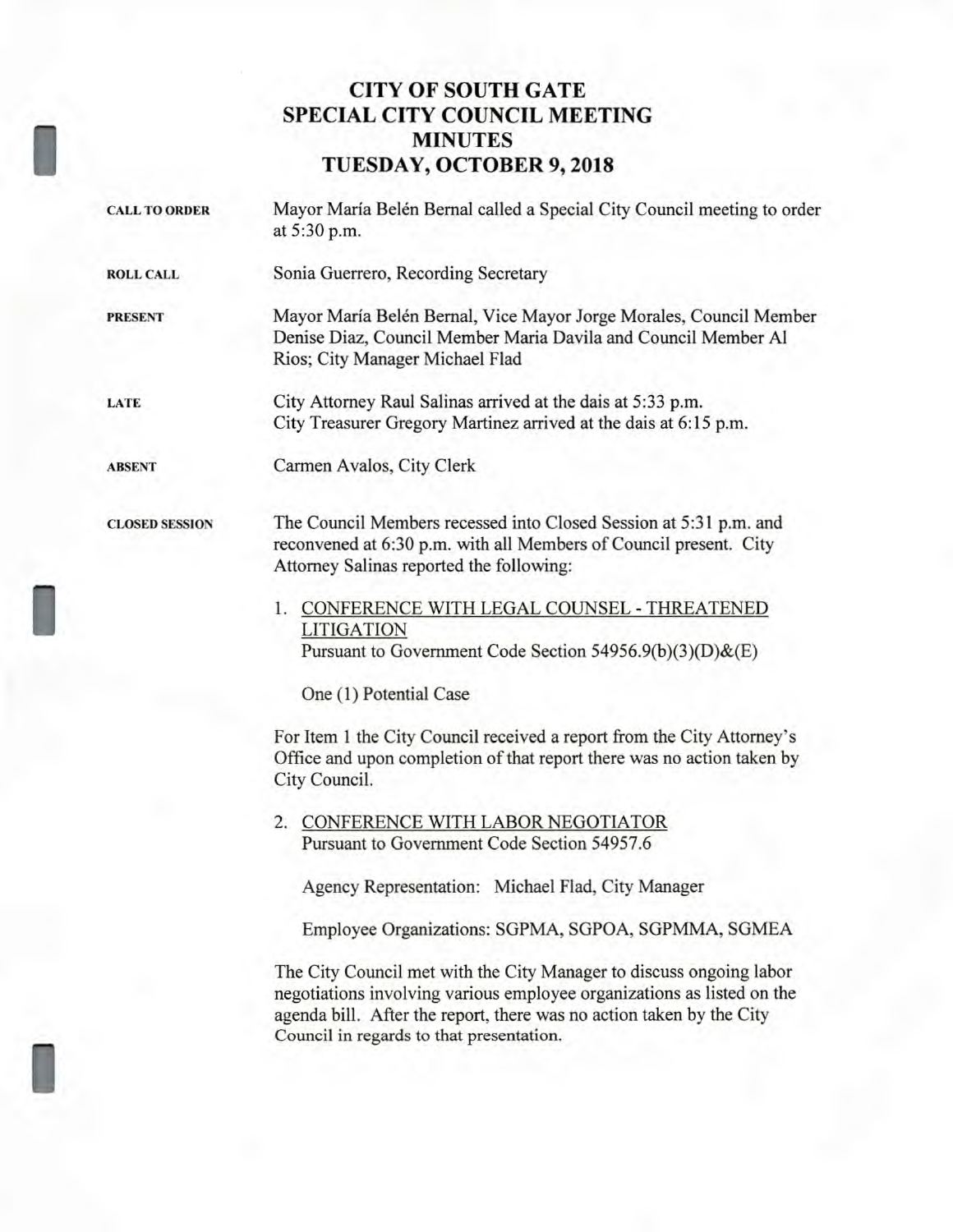# CITY OF SOUTH GATE
# SPECIAL CITY COUNCIL MEETING
# MINUTES
# TUESDAY, OCTOBER 9, 2018

**CALL TO ORDER**

Mayor María Belén Bernal called a Special City Council meeting to order at 5:30 p.m.

**ROLL CALL**

Sonia Guerrero, Recording Secretary

**PRESENT**

Mayor María Belén Bernal, Vice Mayor Jorge Morales, Council Member Denise Diaz, Council Member Maria Davila and Council Member Al Rios; City Manager Michael Flad

**LATE**

City Attorney Raul Salinas arrived at the dais at 5:33 p.m.
City Treasurer Gregory Martinez arrived at the dais at 6:15 p.m.

**ABSENT**

Carmen Avalos, City Clerk

**CLOSED SESSION**

The Council Members recessed into Closed Session at 5:31 p.m. and reconvened at 6:30 p.m. with all Members of Council present. City Attorney Salinas reported the following:

1. <u>CONFERENCE WITH LEGAL COUNSEL - THREATENED LITIGATION</u>
   Pursuant to Government Code Section 54956.9(b)(3)(D)&(E)

   One (1) Potential Case

For Item 1 the City Council received a report from the City Attorney's Office and upon completion of that report there was no action taken by City Council.

2. <u>CONFERENCE WITH LABOR NEGOTIATOR</u>
   Pursuant to Government Code Section 54957.6

   Agency Representation: Michael Flad, City Manager

   Employee Organizations: SGPMA, SGPOA, SGPMMA, SGMEA

The City Council met with the City Manager to discuss ongoing labor negotiations involving various employee organizations as listed on the agenda bill. After the report, there was no action taken by the City Council in regards to that presentation.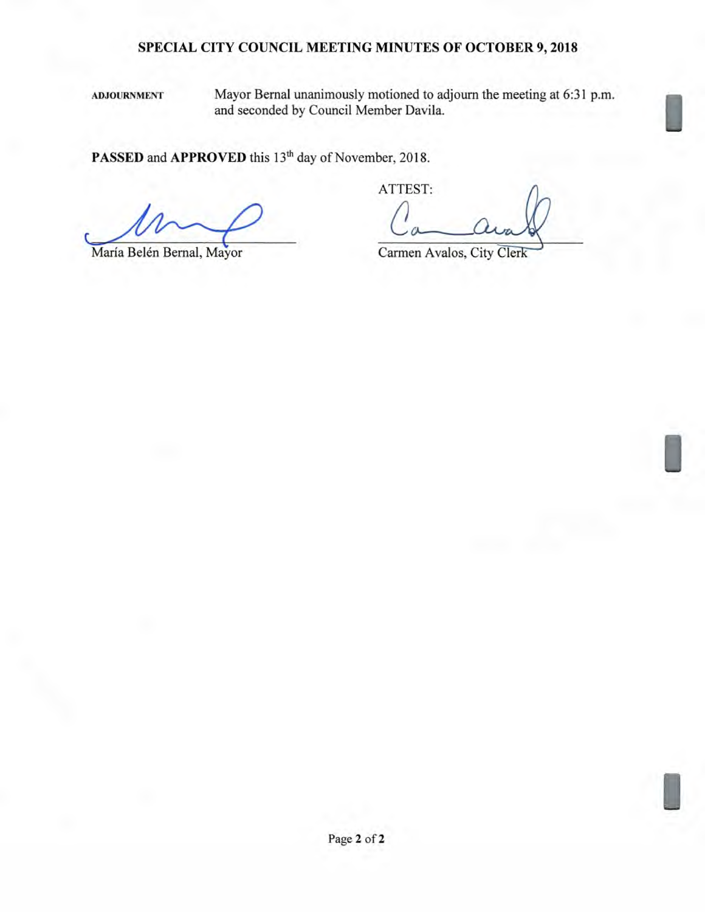**ADJOURNMENT** Mayor Bernal unanimously motioned to adjourn the meeting at 6:31 p.m. and seconded by Council Member Davila.

**PASSED** and **APPROVED** this 13th day of November, 2018.

ATTEST:

María Belén Bernal, Mayor

Carmen Avalos, City Clerk